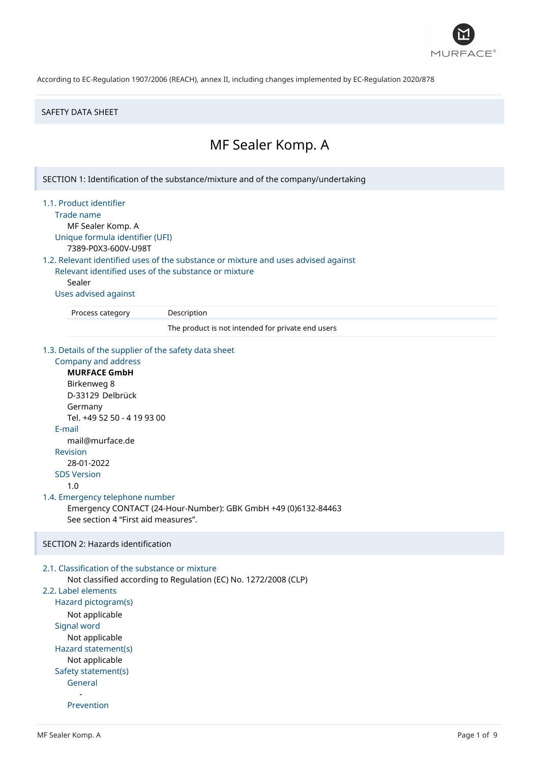According to EC-Regulation 1907/2006 (REACH), annex II, including changes implemented by EC-Regulation 2020/878

SAFETY DATA SHEET

# MF Sealer Komp. A

## SECTION 1: Identification of the substance/mixture and of the company/undertaking

### 1.1. Product identifier

**Trade name**

MF Sealer Komp. A

**Unique formula identifier (UFI)**

7389-P0X3-600V-U98T

### 1.2. Relevant identified uses of the substance or mixture and uses advised against

**Relevant identified uses of the substance or mixture**

Sealer

**Uses advised against**

| Process category | Description |
|---|---|
| | The product is not intended for private end users |

### 1.3. Details of the supplier of the safety data sheet

**Company and address**

**MURFACE GmbH**
Birkenweg 8
D-33129 Delbrück
Germany
Tel. +49 52 50 - 4 19 93 00

**E-mail**

mail@murface.de

**Revision**

28-01-2022

**SDS Version**

1.0

### 1.4. Emergency telephone number

Emergency CONTACT (24-Hour-Number): GBK GmbH +49 (0)6132-84463
See section 4 "First aid measures".

## SECTION 2: Hazards identification

### 2.1. Classification of the substance or mixture

Not classified according to Regulation (EC) No. 1272/2008 (CLP)

### 2.2. Label elements

**Hazard pictogram(s)**

Not applicable

**Signal word**

Not applicable

**Hazard statement(s)**

Not applicable

**Safety statement(s)**

**General**

-

**Prevention**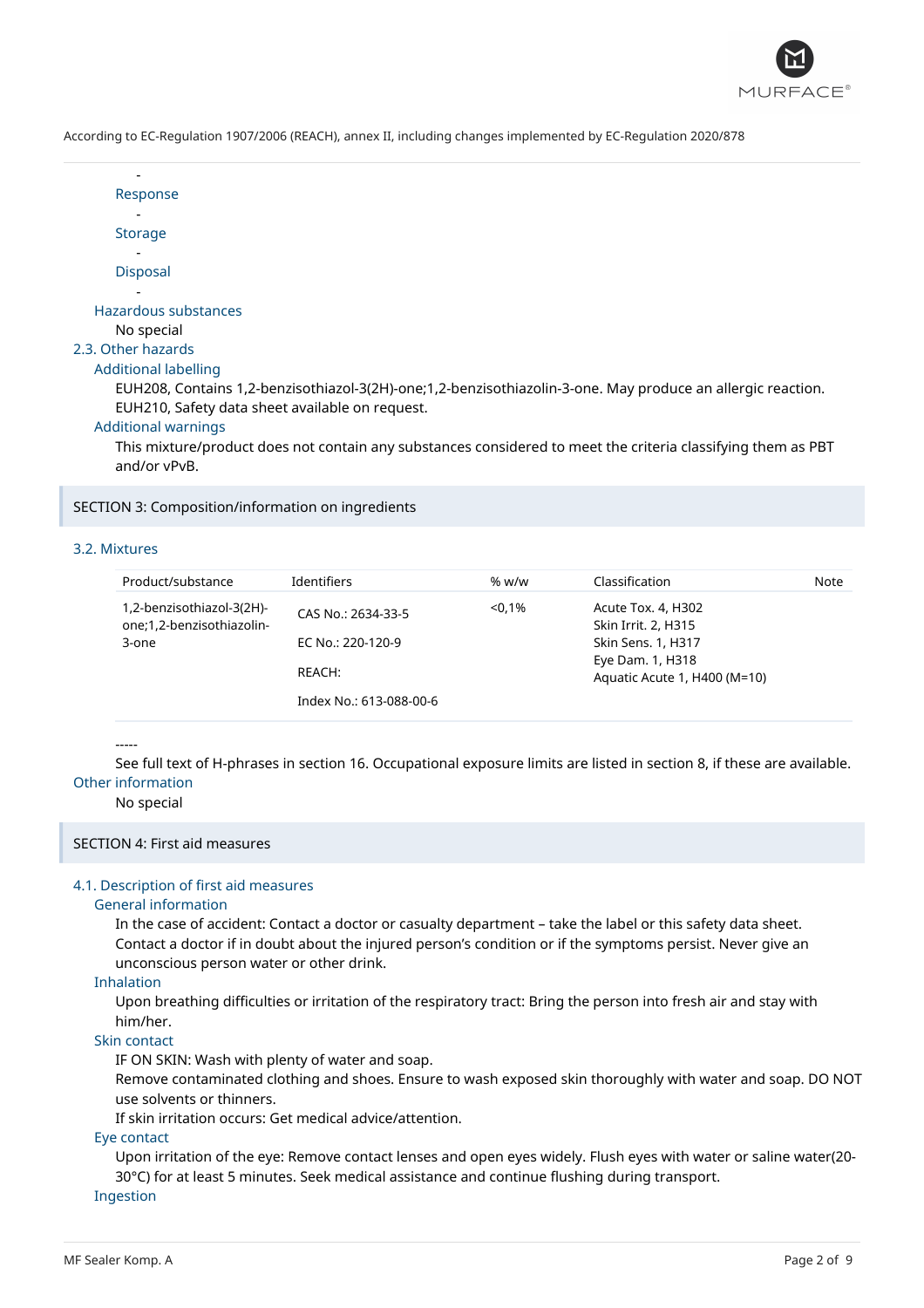-

Response

-

Storage

-

Disposal

-

Hazardous substances

No special

### 2.3. Other hazards

Additional labelling

EUH208, Contains 1,2-benzisothiazol-3(2H)-one;1,2-benzisothiazolin-3-one. May produce an allergic reaction.
EUH210, Safety data sheet available on request.

Additional warnings

This mixture/product does not contain any substances considered to meet the criteria classifying them as PBT and/or vPvB.

## SECTION 3: Composition/information on ingredients

### 3.2. Mixtures

| Product/substance | Identifiers | % w/w | Classification | Note |
|---|---|---|---|---|
| 1,2-benzisothiazol-3(2H)-one;1,2-benzisothiazolin-3-one | CAS No.: 2634-33-5<br>EC No.: 220-120-9<br>REACH:<br>Index No.: 613-088-00-6 | <0,1% | Acute Tox. 4, H302<br>Skin Irrit. 2, H315<br>Skin Sens. 1, H317<br>Eye Dam. 1, H318<br>Aquatic Acute 1, H400 (M=10) | |

-----

See full text of H-phrases in section 16. Occupational exposure limits are listed in section 8, if these are available.

Other information

No special

## SECTION 4: First aid measures

### 4.1. Description of first aid measures

General information

In the case of accident: Contact a doctor or casualty department – take the label or this safety data sheet. Contact a doctor if in doubt about the injured person's condition or if the symptoms persist. Never give an unconscious person water or other drink.

Inhalation

Upon breathing difficulties or irritation of the respiratory tract: Bring the person into fresh air and stay with him/her.

Skin contact

IF ON SKIN: Wash with plenty of water and soap.
Remove contaminated clothing and shoes. Ensure to wash exposed skin thoroughly with water and soap. DO NOT use solvents or thinners.
If skin irritation occurs: Get medical advice/attention.

Eye contact

Upon irritation of the eye: Remove contact lenses and open eyes widely. Flush eyes with water or saline water(20-30°C) for at least 5 minutes. Seek medical assistance and continue flushing during transport.

Ingestion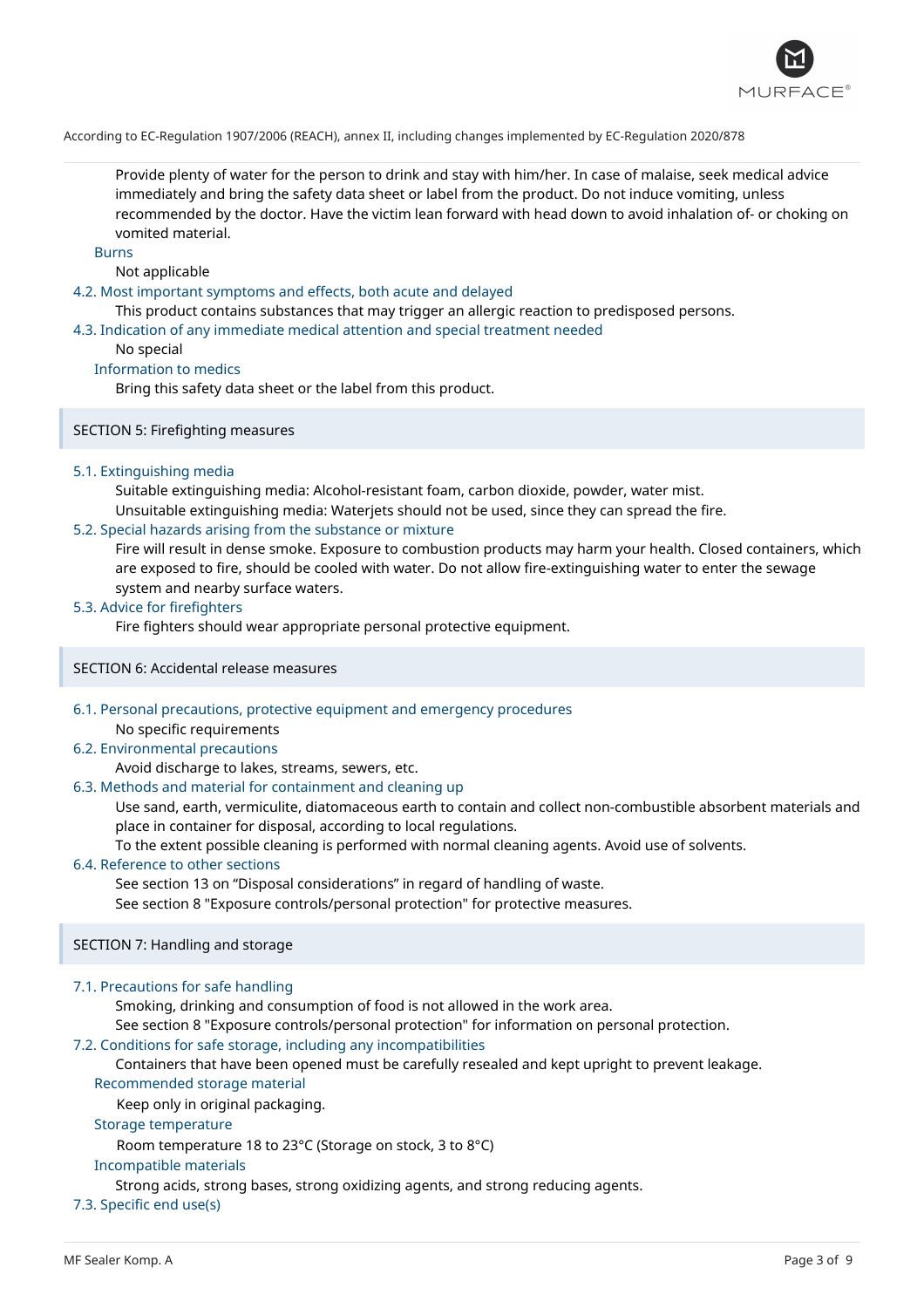Provide plenty of water for the person to drink and stay with him/her. In case of malaise, seek medical advice immediately and bring the safety data sheet or label from the product. Do not induce vomiting, unless recommended by the doctor. Have the victim lean forward with head down to avoid inhalation of- or choking on vomited material.

**Burns**

Not applicable

### 4.2. Most important symptoms and effects, both acute and delayed

This product contains substances that may trigger an allergic reaction to predisposed persons.

### 4.3. Indication of any immediate medical attention and special treatment needed

No special

**Information to medics**

Bring this safety data sheet or the label from this product.

## SECTION 5: Firefighting measures

### 5.1. Extinguishing media

Suitable extinguishing media: Alcohol-resistant foam, carbon dioxide, powder, water mist.

Unsuitable extinguishing media: Waterjets should not be used, since they can spread the fire.

### 5.2. Special hazards arising from the substance or mixture

Fire will result in dense smoke. Exposure to combustion products may harm your health. Closed containers, which are exposed to fire, should be cooled with water. Do not allow fire-extinguishing water to enter the sewage system and nearby surface waters.

### 5.3. Advice for firefighters

Fire fighters should wear appropriate personal protective equipment.

## SECTION 6: Accidental release measures

### 6.1. Personal precautions, protective equipment and emergency procedures

No specific requirements

### 6.2. Environmental precautions

Avoid discharge to lakes, streams, sewers, etc.

### 6.3. Methods and material for containment and cleaning up

Use sand, earth, vermiculite, diatomaceous earth to contain and collect non-combustible absorbent materials and place in container for disposal, according to local regulations.

To the extent possible cleaning is performed with normal cleaning agents. Avoid use of solvents.

### 6.4. Reference to other sections

See section 13 on "Disposal considerations" in regard of handling of waste.

See section 8 "Exposure controls/personal protection" for protective measures.

## SECTION 7: Handling and storage

### 7.1. Precautions for safe handling

Smoking, drinking and consumption of food is not allowed in the work area.

See section 8 "Exposure controls/personal protection" for information on personal protection.

### 7.2. Conditions for safe storage, including any incompatibilities

Containers that have been opened must be carefully resealed and kept upright to prevent leakage.

**Recommended storage material**

Keep only in original packaging.

**Storage temperature**

Room temperature 18 to 23°C (Storage on stock, 3 to 8°C)

**Incompatible materials**

Strong acids, strong bases, strong oxidizing agents, and strong reducing agents.

### 7.3. Specific end use(s)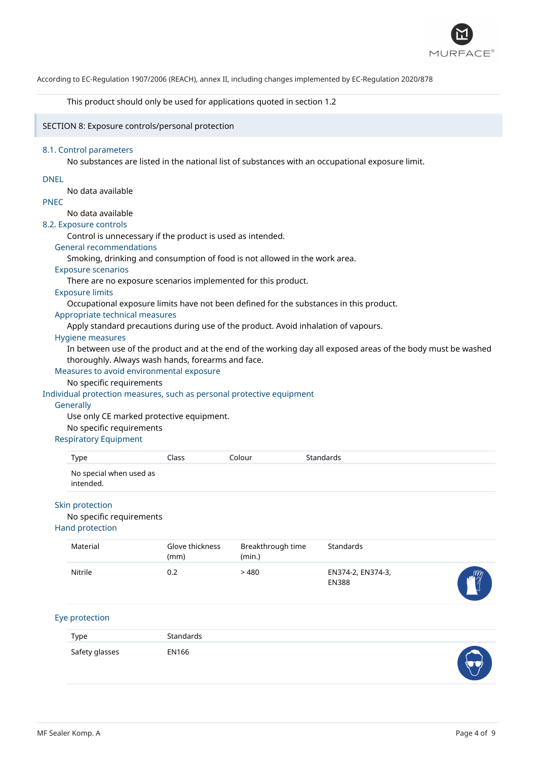According to EC-Regulation 1907/2006 (REACH), annex II, including changes implemented by EC-Regulation 2020/878

This product should only be used for applications quoted in section 1.2

## SECTION 8: Exposure controls/personal protection

### 8.1. Control parameters

No substances are listed in the national list of substances with an occupational exposure limit.

**DNEL**

No data available

**PNEC**

No data available

### 8.2. Exposure controls

Control is unnecessary if the product is used as intended.

**General recommendations**

Smoking, drinking and consumption of food is not allowed in the work area.

**Exposure scenarios**

There are no exposure scenarios implemented for this product.

**Exposure limits**

Occupational exposure limits have not been defined for the substances in this product.

**Appropriate technical measures**

Apply standard precautions during use of the product. Avoid inhalation of vapours.

**Hygiene measures**

In between use of the product and at the end of the working day all exposed areas of the body must be washed thoroughly. Always wash hands, forearms and face.

**Measures to avoid environmental exposure**

No specific requirements

### Individual protection measures, such as personal protective equipment

**Generally**

Use only CE marked protective equipment.

No specific requirements

**Respiratory Equipment**

| Type | Class | Colour | Standards |
|---|---|---|---|
| No special when used as intended. | | | |

**Skin protection**

No specific requirements

**Hand protection**

| Material | Glove thickness (mm) | Breakthrough time (min.) | Standards |
|---|---|---|---|
| Nitrile | 0.2 | > 480 | EN374-2, EN374-3, EN388 |

**Eye protection**

| Type | Standards |
|---|---|
| Safety glasses | EN166 |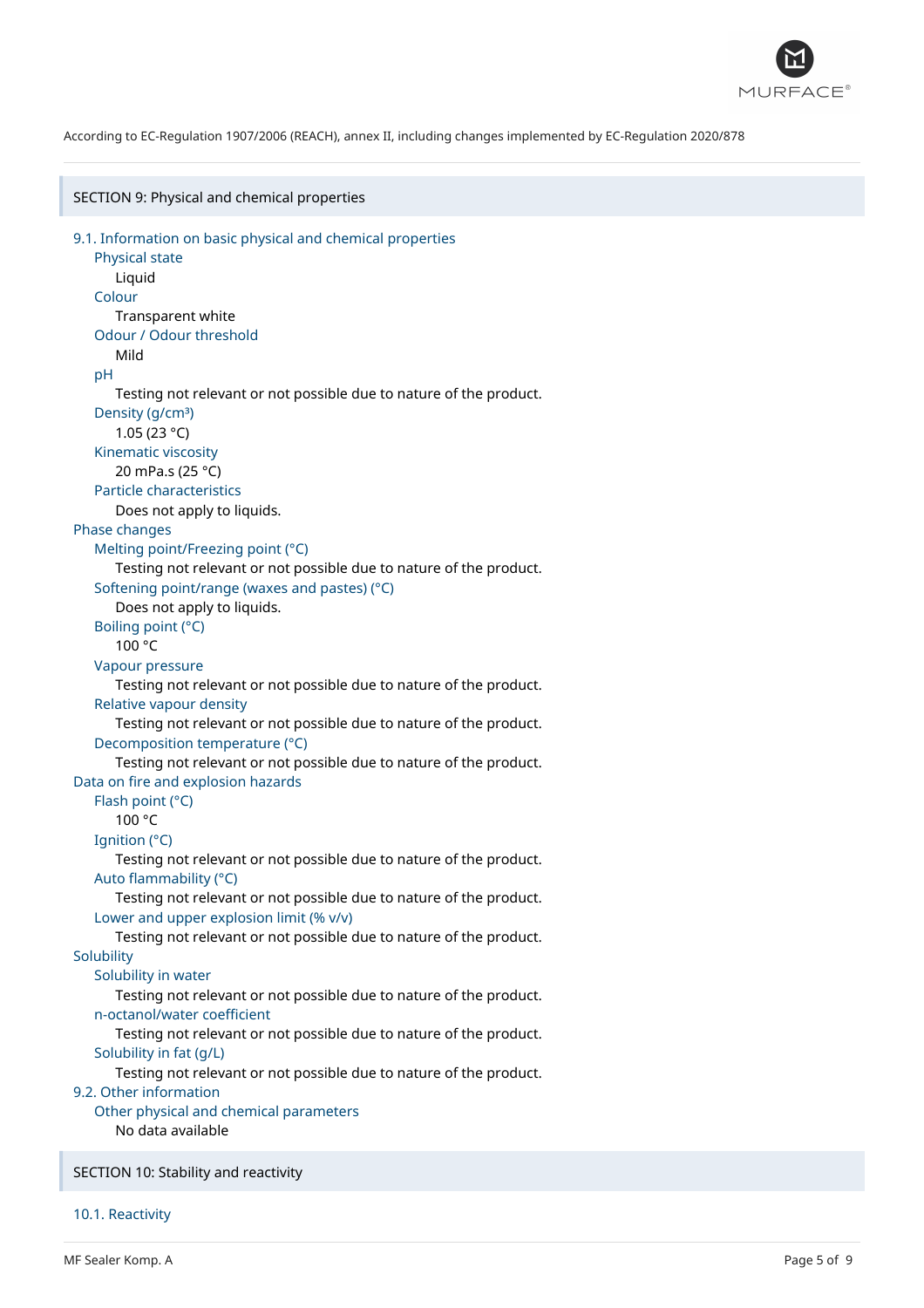According to EC-Regulation 1907/2006 (REACH), annex II, including changes implemented by EC-Regulation 2020/878

## SECTION 9: Physical and chemical properties

### 9.1. Information on basic physical and chemical properties

**Physical state**
Liquid

**Colour**
Transparent white

**Odour / Odour threshold**
Mild

**pH**
Testing not relevant or not possible due to nature of the product.

**Density (g/cm³)**
1.05 (23 °C)

**Kinematic viscosity**
20 mPa.s (25 °C)

**Particle characteristics**
Does not apply to liquids.

#### Phase changes

**Melting point/Freezing point (°C)**
Testing not relevant or not possible due to nature of the product.

**Softening point/range (waxes and pastes) (°C)**
Does not apply to liquids.

**Boiling point (°C)**
100 °C

**Vapour pressure**
Testing not relevant or not possible due to nature of the product.

**Relative vapour density**
Testing not relevant or not possible due to nature of the product.

**Decomposition temperature (°C)**
Testing not relevant or not possible due to nature of the product.

#### Data on fire and explosion hazards

**Flash point (°C)**
100 °C

**Ignition (°C)**
Testing not relevant or not possible due to nature of the product.

**Auto flammability (°C)**
Testing not relevant or not possible due to nature of the product.

**Lower and upper explosion limit (% v/v)**
Testing not relevant or not possible due to nature of the product.

#### Solubility

**Solubility in water**
Testing not relevant or not possible due to nature of the product.

**n-octanol/water coefficient**
Testing not relevant or not possible due to nature of the product.

**Solubility in fat (g/L)**
Testing not relevant or not possible due to nature of the product.

### 9.2. Other information

**Other physical and chemical parameters**
No data available

## SECTION 10: Stability and reactivity

### 10.1. Reactivity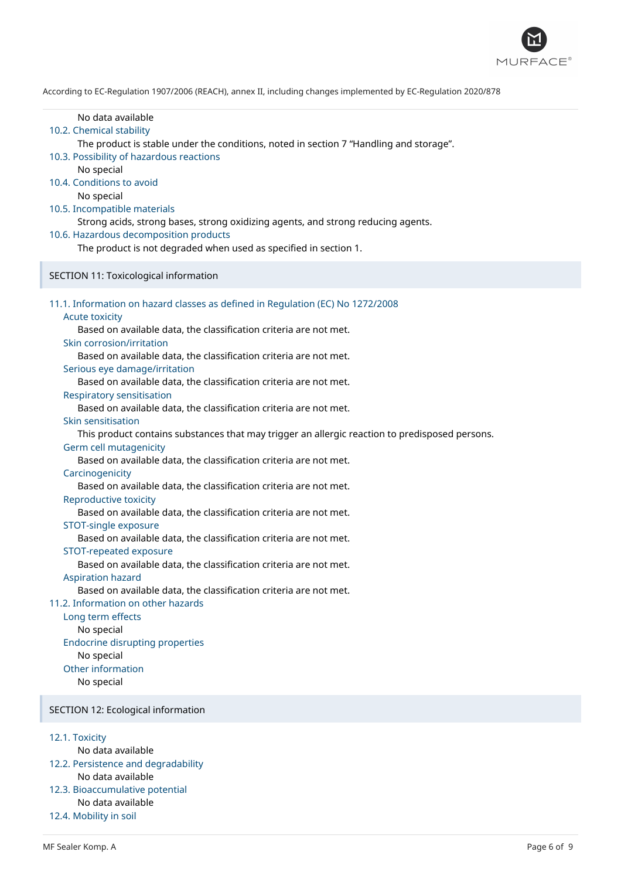No data available

### 10.2. Chemical stability

The product is stable under the conditions, noted in section 7 “Handling and storage”.

### 10.3. Possibility of hazardous reactions

No special

### 10.4. Conditions to avoid

No special

### 10.5. Incompatible materials

Strong acids, strong bases, strong oxidizing agents, and strong reducing agents.

### 10.6. Hazardous decomposition products

The product is not degraded when used as specified in section 1.

## SECTION 11: Toxicological information

### 11.1. Information on hazard classes as defined in Regulation (EC) No 1272/2008

#### Acute toxicity

Based on available data, the classification criteria are not met.

#### Skin corrosion/irritation

Based on available data, the classification criteria are not met.

#### Serious eye damage/irritation

Based on available data, the classification criteria are not met.

#### Respiratory sensitisation

Based on available data, the classification criteria are not met.

#### Skin sensitisation

This product contains substances that may trigger an allergic reaction to predisposed persons.

#### Germ cell mutagenicity

Based on available data, the classification criteria are not met.

#### Carcinogenicity

Based on available data, the classification criteria are not met.

#### Reproductive toxicity

Based on available data, the classification criteria are not met.

#### STOT-single exposure

Based on available data, the classification criteria are not met.

#### STOT-repeated exposure

Based on available data, the classification criteria are not met.

#### Aspiration hazard

Based on available data, the classification criteria are not met.

### 11.2. Information on other hazards

#### Long term effects

No special

#### Endocrine disrupting properties

No special

#### Other information

No special

## SECTION 12: Ecological information

### 12.1. Toxicity

No data available

### 12.2. Persistence and degradability

No data available

### 12.3. Bioaccumulative potential

No data available

### 12.4. Mobility in soil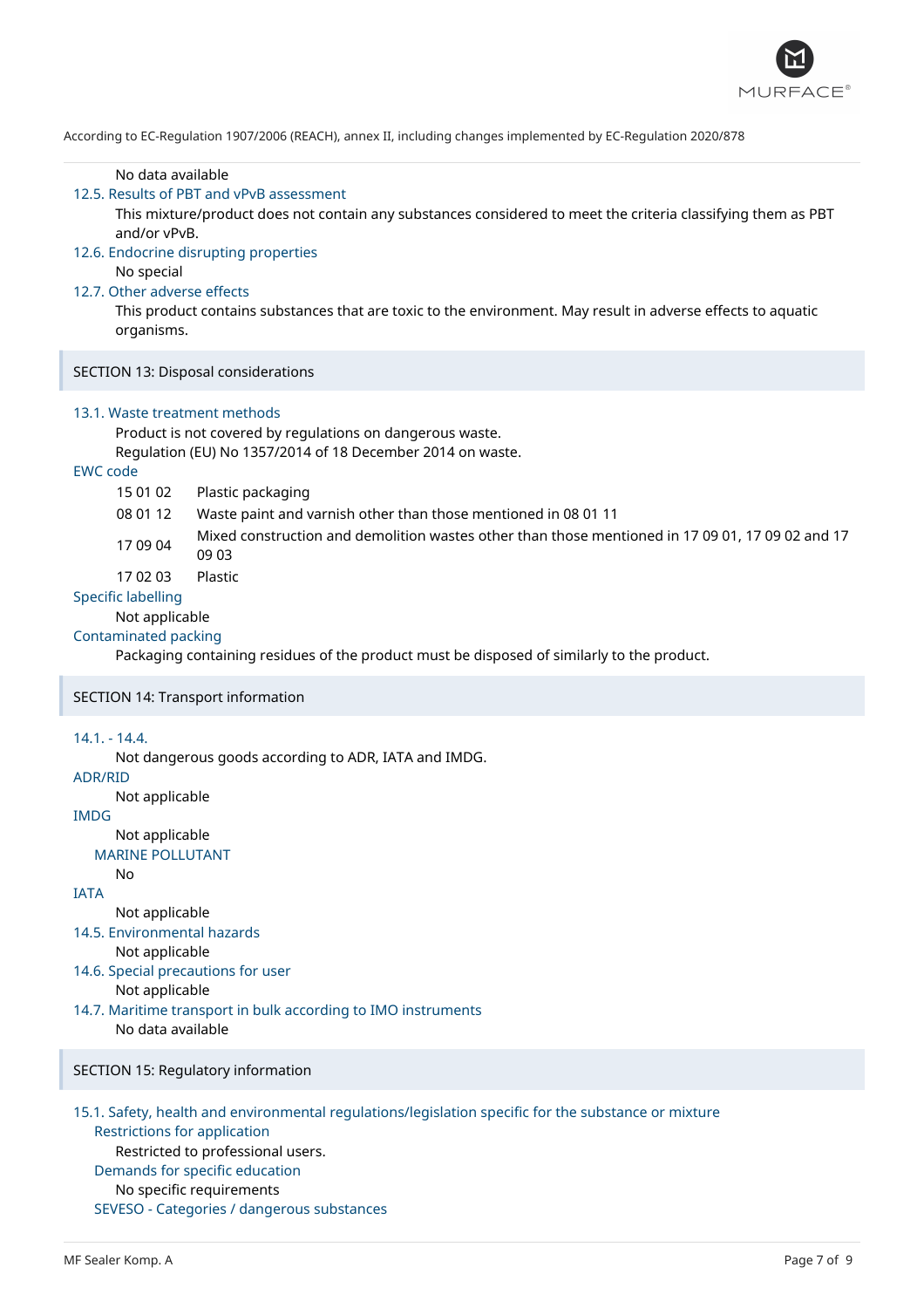No data available

### 12.5. Results of PBT and vPvB assessment

This mixture/product does not contain any substances considered to meet the criteria classifying them as PBT and/or vPvB.

### 12.6. Endocrine disrupting properties

No special

### 12.7. Other adverse effects

This product contains substances that are toxic to the environment. May result in adverse effects to aquatic organisms.

## SECTION 13: Disposal considerations

### 13.1. Waste treatment methods

Product is not covered by regulations on dangerous waste.
Regulation (EU) No 1357/2014 of 18 December 2014 on waste.

**EWC code**

| | |
|---|---|
| 15 01 02 | Plastic packaging |
| 08 01 12 | Waste paint and varnish other than those mentioned in 08 01 11 |
| 17 09 04 | Mixed construction and demolition wastes other than those mentioned in 17 09 01, 17 09 02 and 17 09 03 |
| 17 02 03 | Plastic |

**Specific labelling**

Not applicable

**Contaminated packing**

Packaging containing residues of the product must be disposed of similarly to the product.

## SECTION 14: Transport information

### 14.1. - 14.4.

Not dangerous goods according to ADR, IATA and IMDG.

**ADR/RID**

Not applicable

**IMDG**

Not applicable

**MARINE POLLUTANT**

No

**IATA**

Not applicable

### 14.5. Environmental hazards

Not applicable

### 14.6. Special precautions for user

Not applicable

### 14.7. Maritime transport in bulk according to IMO instruments

No data available

## SECTION 15: Regulatory information

### 15.1. Safety, health and environmental regulations/legislation specific for the substance or mixture

**Restrictions for application**

Restricted to professional users.

**Demands for specific education**

No specific requirements

**SEVESO - Categories / dangerous substances**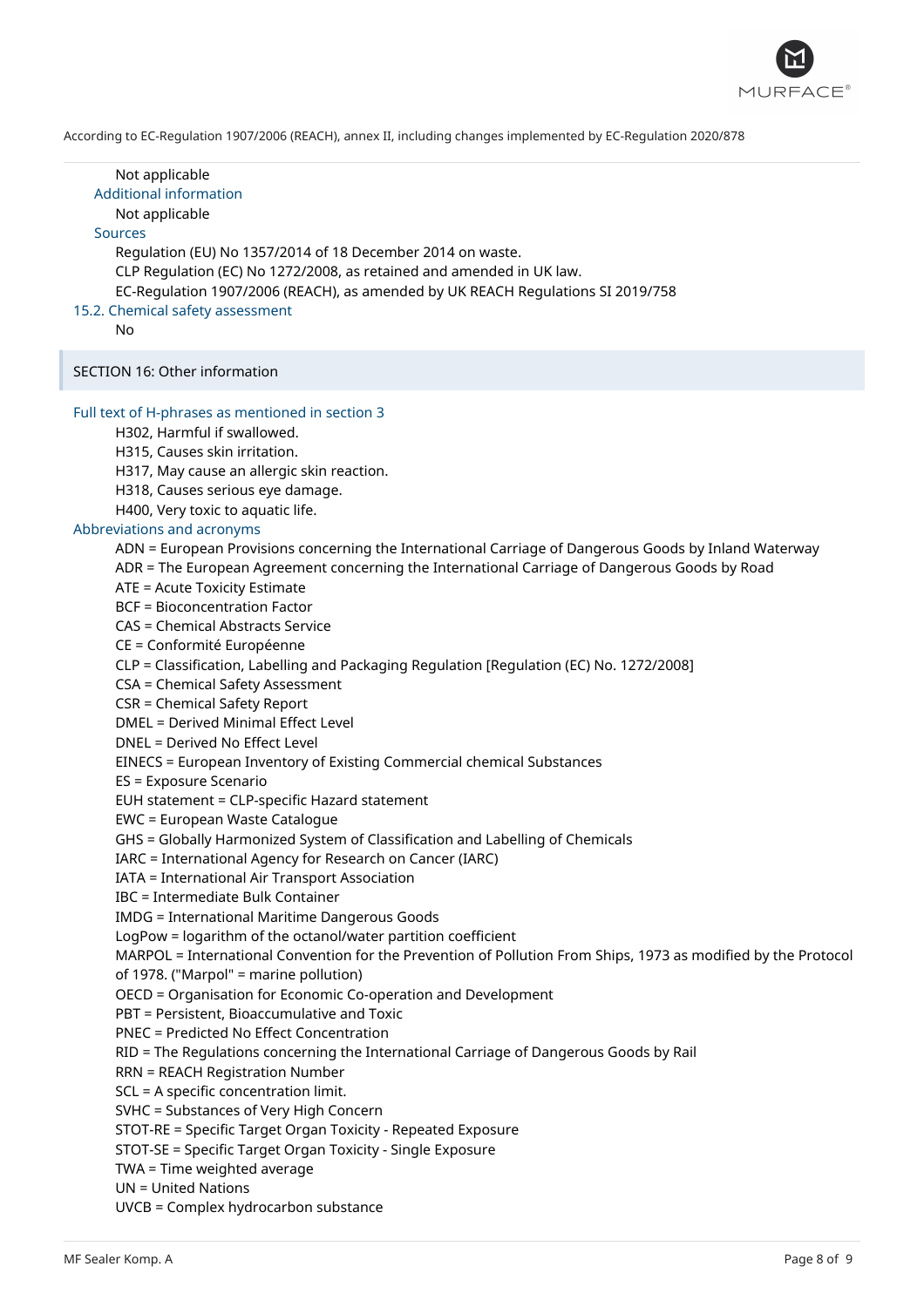Not applicable

### Additional information

Not applicable

### Sources

Regulation (EU) No 1357/2014 of 18 December 2014 on waste.
CLP Regulation (EC) No 1272/2008, as retained and amended in UK law.
EC-Regulation 1907/2006 (REACH), as amended by UK REACH Regulations SI 2019/758

### 15.2. Chemical safety assessment

No

## SECTION 16: Other information

### Full text of H-phrases as mentioned in section 3

H302, Harmful if swallowed.
H315, Causes skin irritation.
H317, May cause an allergic skin reaction.
H318, Causes serious eye damage.
H400, Very toxic to aquatic life.

### Abbreviations and acronyms

ADN = European Provisions concerning the International Carriage of Dangerous Goods by Inland Waterway
ADR = The European Agreement concerning the International Carriage of Dangerous Goods by Road
ATE = Acute Toxicity Estimate
BCF = Bioconcentration Factor
CAS = Chemical Abstracts Service
CE = Conformité Européenne
CLP = Classification, Labelling and Packaging Regulation [Regulation (EC) No. 1272/2008]
CSA = Chemical Safety Assessment
CSR = Chemical Safety Report
DMEL = Derived Minimal Effect Level
DNEL = Derived No Effect Level
EINECS = European Inventory of Existing Commercial chemical Substances
ES = Exposure Scenario
EUH statement = CLP-specific Hazard statement
EWC = European Waste Catalogue
GHS = Globally Harmonized System of Classification and Labelling of Chemicals
IARC = International Agency for Research on Cancer (IARC)
IATA = International Air Transport Association
IBC = Intermediate Bulk Container
IMDG = International Maritime Dangerous Goods
LogPow = logarithm of the octanol/water partition coefficient
MARPOL = International Convention for the Prevention of Pollution From Ships, 1973 as modified by the Protocol of 1978. ("Marpol" = marine pollution)
OECD = Organisation for Economic Co-operation and Development
PBT = Persistent, Bioaccumulative and Toxic
PNEC = Predicted No Effect Concentration
RID = The Regulations concerning the International Carriage of Dangerous Goods by Rail
RRN = REACH Registration Number
SCL = A specific concentration limit.
SVHC = Substances of Very High Concern
STOT-RE = Specific Target Organ Toxicity - Repeated Exposure
STOT-SE = Specific Target Organ Toxicity - Single Exposure
TWA = Time weighted average
UN = United Nations
UVCB = Complex hydrocarbon substance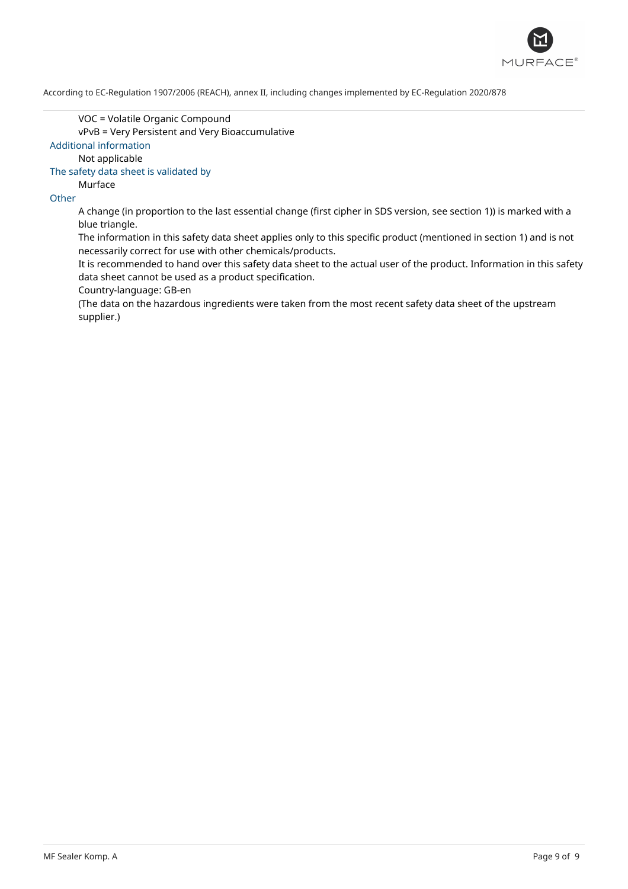VOC = Volatile Organic Compound

vPvB = Very Persistent and Very Bioaccumulative

### Additional information

Not applicable

### The safety data sheet is validated by

Murface

### Other

A change (in proportion to the last essential change (first cipher in SDS version, see section 1)) is marked with a blue triangle.

The information in this safety data sheet applies only to this specific product (mentioned in section 1) and is not necessarily correct for use with other chemicals/products.

It is recommended to hand over this safety data sheet to the actual user of the product. Information in this safety data sheet cannot be used as a product specification.

Country-language: GB-en

(The data on the hazardous ingredients were taken from the most recent safety data sheet of the upstream supplier.)